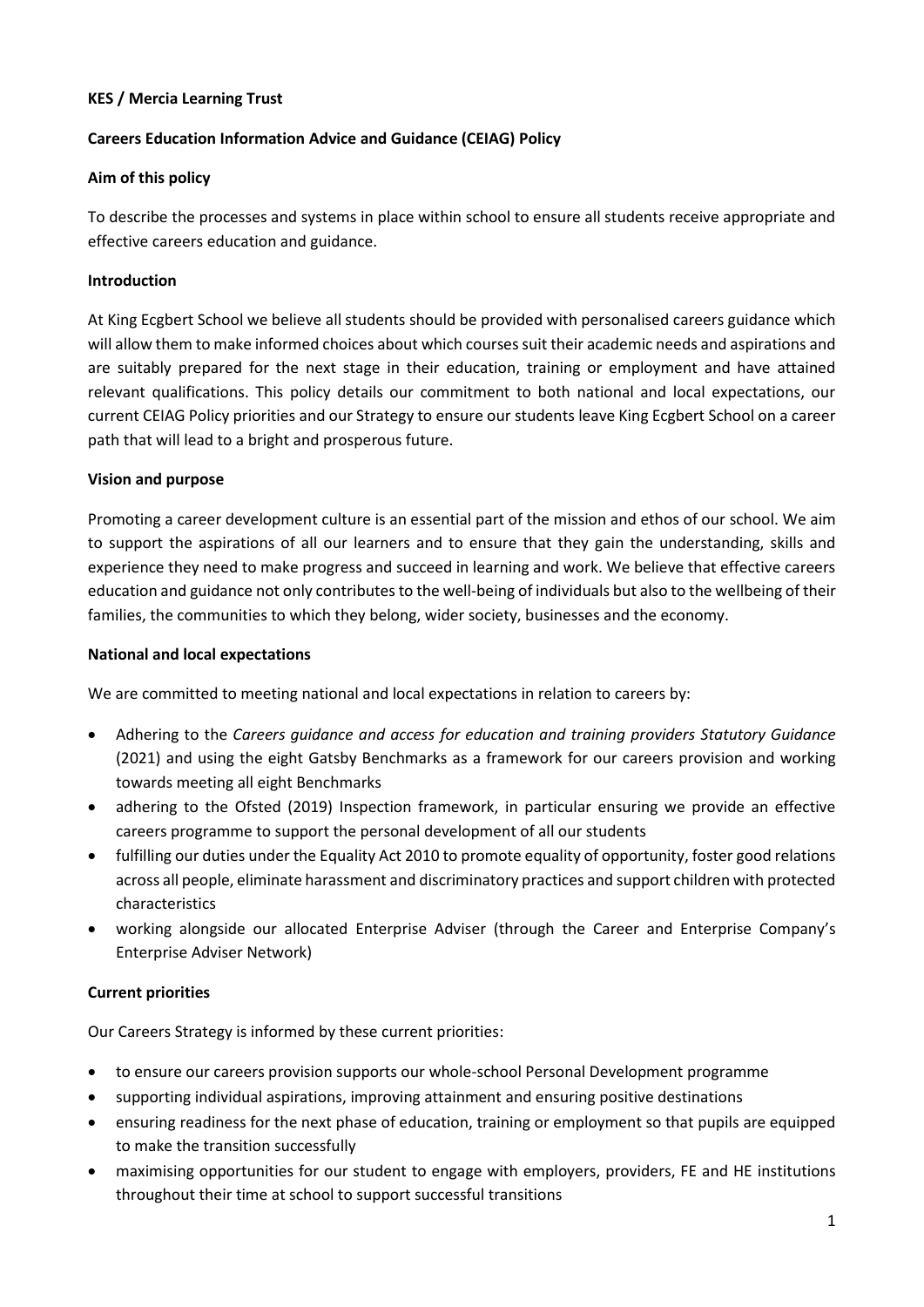**KES / Mercia Learning Trust**

**Careers Education Information Advice and Guidance (CEIAG) Policy**

**Aim of this policy**

To describe the processes and systems in place within school to ensure all students receive appropriate and effective careers education and guidance.

**Introduction**

At King Ecgbert School we believe all students should be provided with personalised careers guidance which will allow them to make informed choices about which courses suit their academic needs and aspirations and are suitably prepared for the next stage in their education, training or employment and have attained relevant qualifications. This policy details our commitment to both national and local expectations, our current CEIAG Policy priorities and our Strategy to ensure our students leave King Ecgbert School on a career path that will lead to a bright and prosperous future.

**Vision and purpose**

Promoting a career development culture is an essential part of the mission and ethos of our school. We aim to support the aspirations of all our learners and to ensure that they gain the understanding, skills and experience they need to make progress and succeed in learning and work. We believe that effective careers education and guidance not only contributes to the well-being of individuals but also to the wellbeing of their families, the communities to which they belong, wider society, businesses and the economy.

**National and local expectations**

We are committed to meeting national and local expectations in relation to careers by:

- Adhering to the *Careers guidance and access for education and training providers Statutory Guidance* (2021) and using the eight Gatsby Benchmarks as a framework for our careers provision and working towards meeting all eight Benchmarks
- adhering to the Ofsted (2019) Inspection framework, in particular ensuring we provide an effective careers programme to support the personal development of all our students
- fulfilling our duties under the Equality Act 2010 to promote equality of opportunity, foster good relations across all people, eliminate harassment and discriminatory practices and support children with protected characteristics
- working alongside our allocated Enterprise Adviser (through the Career and Enterprise Company's Enterprise Adviser Network)

**Current priorities**

Our Careers Strategy is informed by these current priorities:

- to ensure our careers provision supports our whole-school Personal Development programme
- supporting individual aspirations, improving attainment and ensuring positive destinations
- ensuring readiness for the next phase of education, training or employment so that pupils are equipped to make the transition successfully
- maximising opportunities for our student to engage with employers, providers, FE and HE institutions throughout their time at school to support successful transitions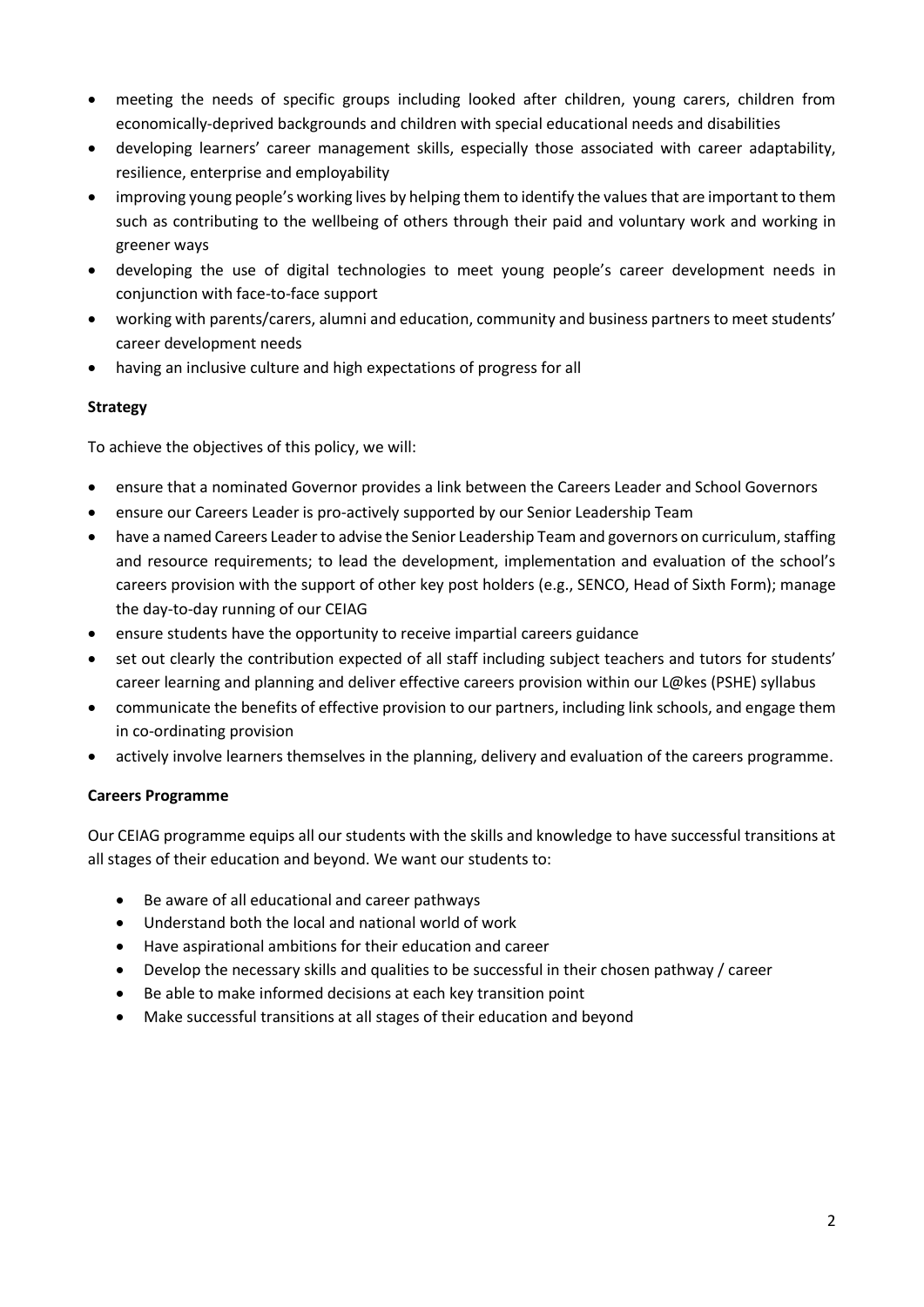- meeting the needs of specific groups including looked after children, young carers, children from economically-deprived backgrounds and children with special educational needs and disabilities
- developing learners' career management skills, especially those associated with career adaptability, resilience, enterprise and employability
- improving young people's working lives by helping them to identify the values that are important to them such as contributing to the wellbeing of others through their paid and voluntary work and working in greener ways
- developing the use of digital technologies to meet young people's career development needs in conjunction with face-to-face support
- working with parents/carers, alumni and education, community and business partners to meet students' career development needs
- having an inclusive culture and high expectations of progress for all

**Strategy**

To achieve the objectives of this policy, we will:

- ensure that a nominated Governor provides a link between the Careers Leader and School Governors
- ensure our Careers Leader is pro-actively supported by our Senior Leadership Team
- have a named Careers Leader to advise the Senior Leadership Team and governors on curriculum, staffing and resource requirements; to lead the development, implementation and evaluation of the school's careers provision with the support of other key post holders (e.g., SENCO, Head of Sixth Form); manage the day-to-day running of our CEIAG
- ensure students have the opportunity to receive impartial careers guidance
- set out clearly the contribution expected of all staff including subject teachers and tutors for students' career learning and planning and deliver effective careers provision within our L@kes (PSHE) syllabus
- communicate the benefits of effective provision to our partners, including link schools, and engage them in co-ordinating provision
- actively involve learners themselves in the planning, delivery and evaluation of the careers programme.

**Careers Programme**

Our CEIAG programme equips all our students with the skills and knowledge to have successful transitions at all stages of their education and beyond. We want our students to:

- Be aware of all educational and career pathways
- Understand both the local and national world of work
- Have aspirational ambitions for their education and career
- Develop the necessary skills and qualities to be successful in their chosen pathway / career
- Be able to make informed decisions at each key transition point
- Make successful transitions at all stages of their education and beyond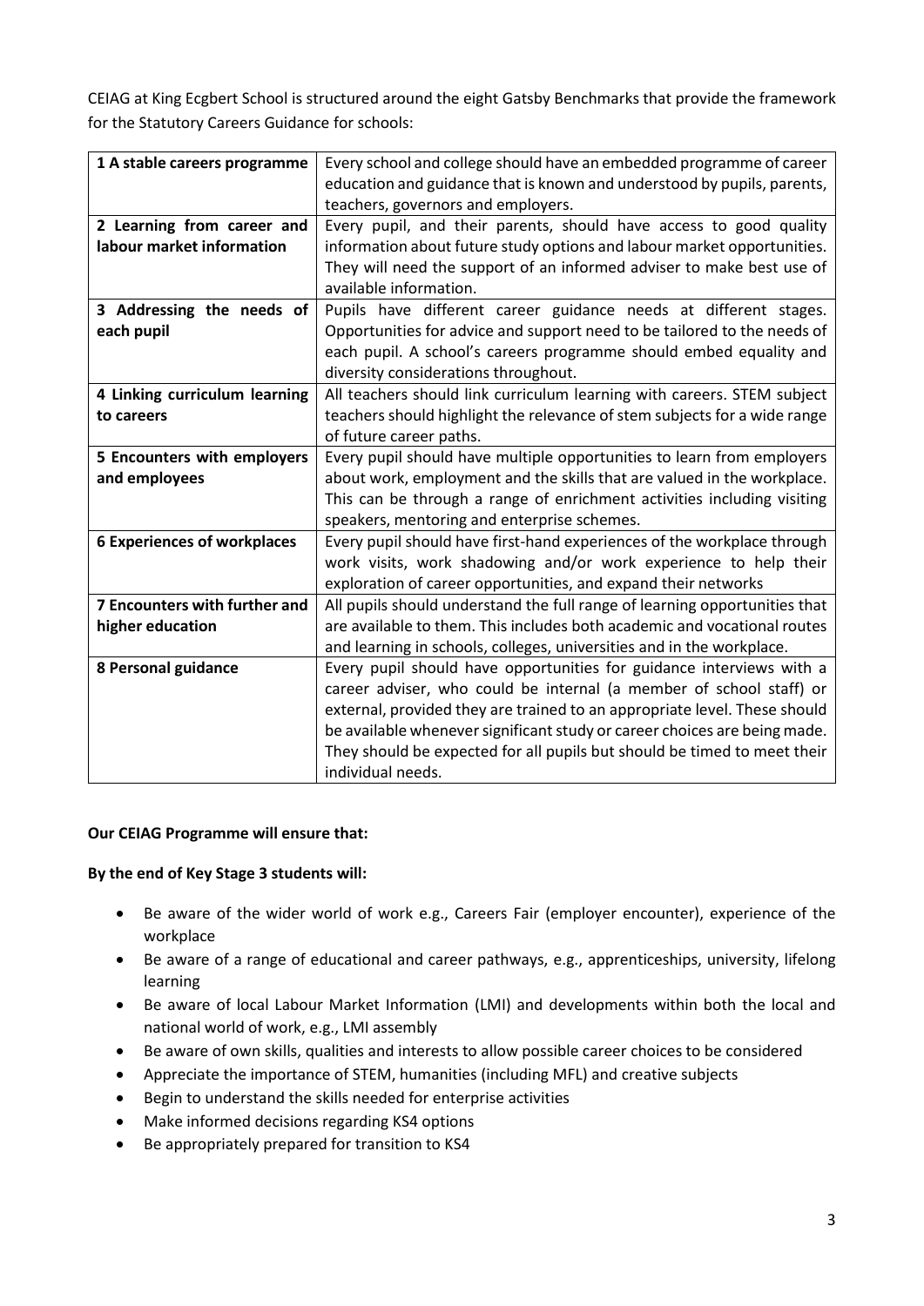CEIAG at King Ecgbert School is structured around the eight Gatsby Benchmarks that provide the framework for the Statutory Careers Guidance for schools:

| | |
|---|---|
| **1 A stable careers programme** | Every school and college should have an embedded programme of career education and guidance that is known and understood by pupils, parents, teachers, governors and employers. |
| **2 Learning from career and labour market information** | Every pupil, and their parents, should have access to good quality information about future study options and labour market opportunities. They will need the support of an informed adviser to make best use of available information. |
| **3 Addressing the needs of each pupil** | Pupils have different career guidance needs at different stages. Opportunities for advice and support need to be tailored to the needs of each pupil. A school's careers programme should embed equality and diversity considerations throughout. |
| **4 Linking curriculum learning to careers** | All teachers should link curriculum learning with careers. STEM subject teachers should highlight the relevance of stem subjects for a wide range of future career paths. |
| **5 Encounters with employers and employees** | Every pupil should have multiple opportunities to learn from employers about work, employment and the skills that are valued in the workplace. This can be through a range of enrichment activities including visiting speakers, mentoring and enterprise schemes. |
| **6 Experiences of workplaces** | Every pupil should have first-hand experiences of the workplace through work visits, work shadowing and/or work experience to help their exploration of career opportunities, and expand their networks |
| **7 Encounters with further and higher education** | All pupils should understand the full range of learning opportunities that are available to them. This includes both academic and vocational routes and learning in schools, colleges, universities and in the workplace. |
| **8 Personal guidance** | Every pupil should have opportunities for guidance interviews with a career adviser, who could be internal (a member of school staff) or external, provided they are trained to an appropriate level. These should be available whenever significant study or career choices are being made. They should be expected for all pupils but should be timed to meet their individual needs. |

**Our CEIAG Programme will ensure that:**

**By the end of Key Stage 3 students will:**

- Be aware of the wider world of work e.g., Careers Fair (employer encounter), experience of the workplace
- Be aware of a range of educational and career pathways, e.g., apprenticeships, university, lifelong learning
- Be aware of local Labour Market Information (LMI) and developments within both the local and national world of work, e.g., LMI assembly
- Be aware of own skills, qualities and interests to allow possible career choices to be considered
- Appreciate the importance of STEM, humanities (including MFL) and creative subjects
- Begin to understand the skills needed for enterprise activities
- Make informed decisions regarding KS4 options
- Be appropriately prepared for transition to KS4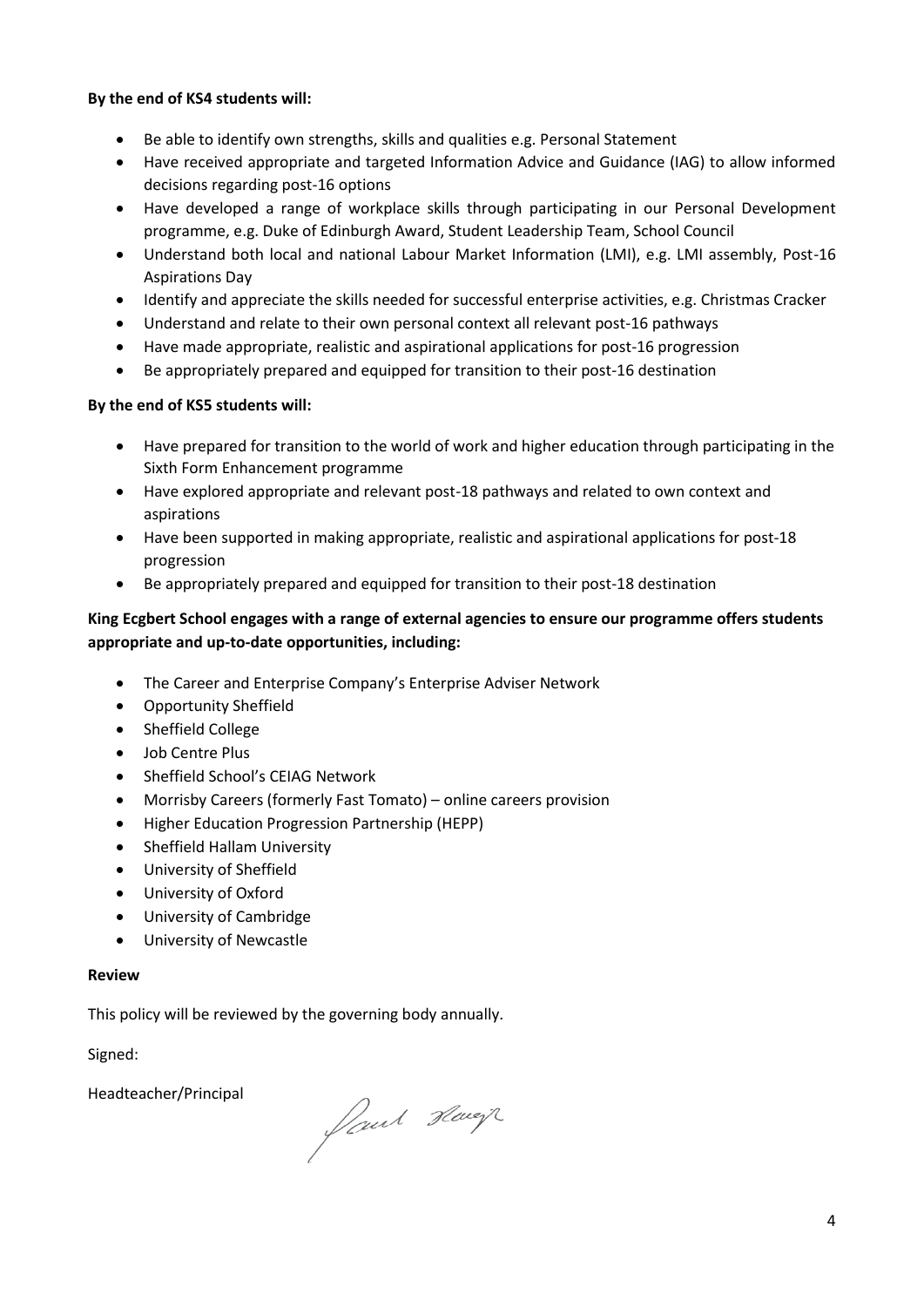**By the end of KS4 students will:**

- Be able to identify own strengths, skills and qualities e.g. Personal Statement
- Have received appropriate and targeted Information Advice and Guidance (IAG) to allow informed decisions regarding post-16 options
- Have developed a range of workplace skills through participating in our Personal Development programme, e.g. Duke of Edinburgh Award, Student Leadership Team, School Council
- Understand both local and national Labour Market Information (LMI), e.g. LMI assembly, Post-16 Aspirations Day
- Identify and appreciate the skills needed for successful enterprise activities, e.g. Christmas Cracker
- Understand and relate to their own personal context all relevant post-16 pathways
- Have made appropriate, realistic and aspirational applications for post-16 progression
- Be appropriately prepared and equipped for transition to their post-16 destination

**By the end of KS5 students will:**

- Have prepared for transition to the world of work and higher education through participating in the Sixth Form Enhancement programme
- Have explored appropriate and relevant post-18 pathways and related to own context and aspirations
- Have been supported in making appropriate, realistic and aspirational applications for post-18 progression
- Be appropriately prepared and equipped for transition to their post-18 destination

**King Ecgbert School engages with a range of external agencies to ensure our programme offers students appropriate and up-to-date opportunities, including:**

- The Career and Enterprise Company's Enterprise Adviser Network
- Opportunity Sheffield
- Sheffield College
- Job Centre Plus
- Sheffield School's CEIAG Network
- Morrisby Careers (formerly Fast Tomato) – online careers provision
- Higher Education Progression Partnership (HEPP)
- Sheffield Hallam University
- University of Sheffield
- University of Oxford
- University of Cambridge
- University of Newcastle

**Review**

This policy will be reviewed by the governing body annually.

Signed:

Headteacher/Principal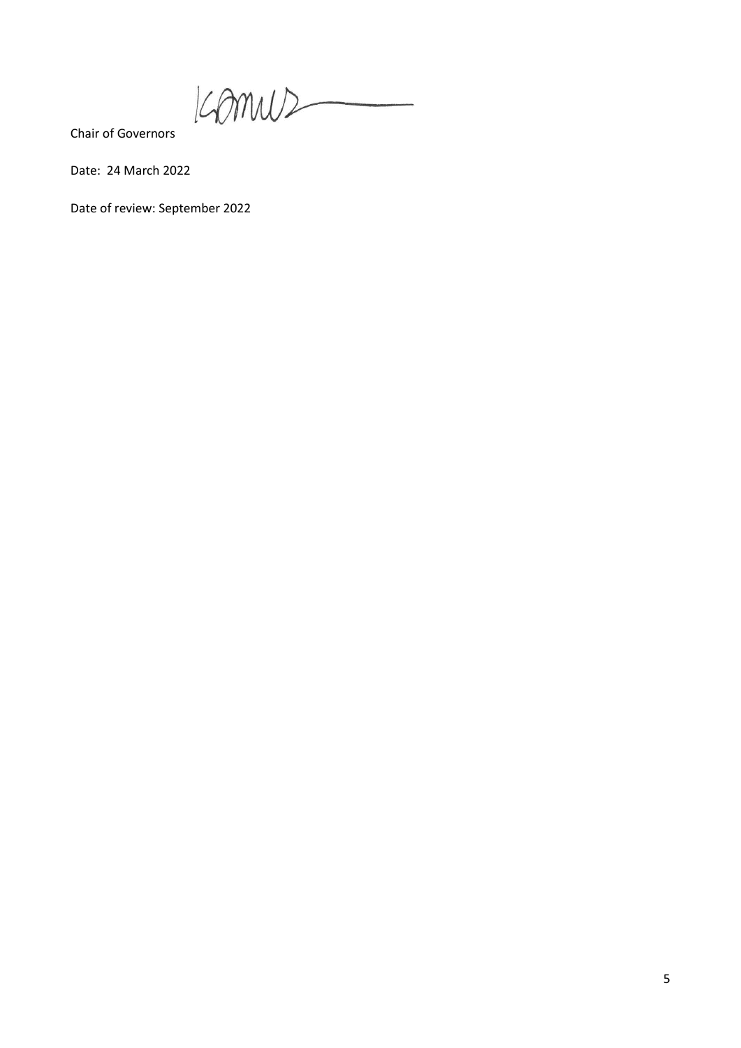Chair of Governors

Date: 24 March 2022

Date of review: September 2022